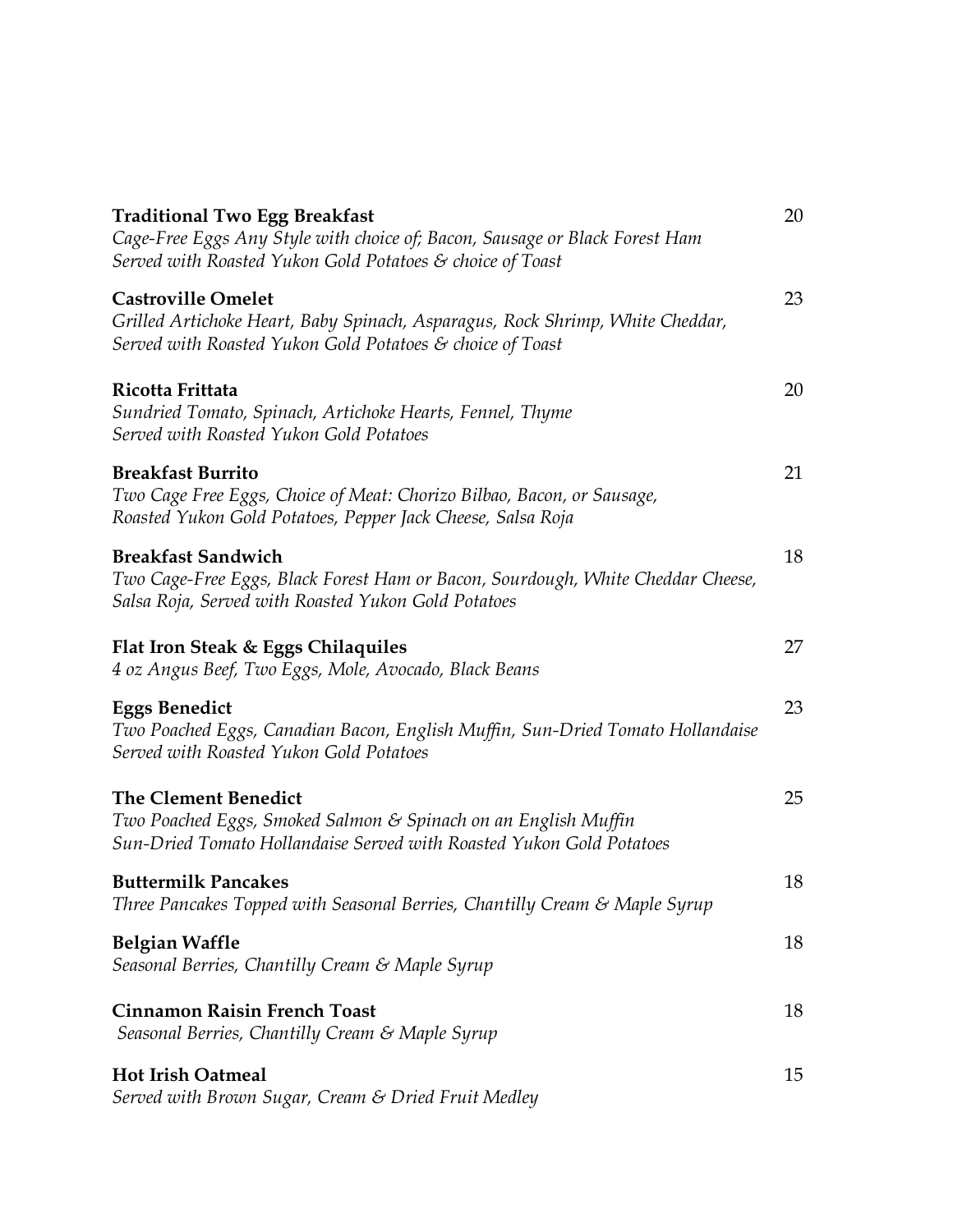**Traditional Two Egg Breakfast** 20
*Cage-Free Eggs Any Style with choice of; Bacon, Sausage or Black Forest Ham*
*Served with Roasted Yukon Gold Potatoes & choice of Toast*

**Castroville Omelet** 23
*Grilled Artichoke Heart, Baby Spinach, Asparagus, Rock Shrimp, White Cheddar,*
*Served with Roasted Yukon Gold Potatoes & choice of Toast*

**Ricotta Frittata** 20
*Sundried Tomato, Spinach, Artichoke Hearts, Fennel, Thyme*
*Served with Roasted Yukon Gold Potatoes*

**Breakfast Burrito** 21
*Two Cage Free Eggs, Choice of Meat: Chorizo Bilbao, Bacon, or Sausage,*
*Roasted Yukon Gold Potatoes, Pepper Jack Cheese, Salsa Roja*

**Breakfast Sandwich** 18
*Two Cage-Free Eggs, Black Forest Ham or Bacon, Sourdough, White Cheddar Cheese,*
*Salsa Roja, Served with Roasted Yukon Gold Potatoes*

**Flat Iron Steak & Eggs Chilaquiles** 27
*4 oz Angus Beef, Two Eggs, Mole, Avocado, Black Beans*

**Eggs Benedict** 23
*Two Poached Eggs, Canadian Bacon, English Muffin, Sun-Dried Tomato Hollandaise*
*Served with Roasted Yukon Gold Potatoes*

**The Clement Benedict** 25
*Two Poached Eggs, Smoked Salmon & Spinach on an English Muffin*
*Sun-Dried Tomato Hollandaise Served with Roasted Yukon Gold Potatoes*

**Buttermilk Pancakes** 18
*Three Pancakes Topped with Seasonal Berries, Chantilly Cream & Maple Syrup*

**Belgian Waffle** 18
*Seasonal Berries, Chantilly Cream & Maple Syrup*

**Cinnamon Raisin French Toast** 18
*Seasonal Berries, Chantilly Cream & Maple Syrup*

**Hot Irish Oatmeal** 15
*Served with Brown Sugar, Cream & Dried Fruit Medley*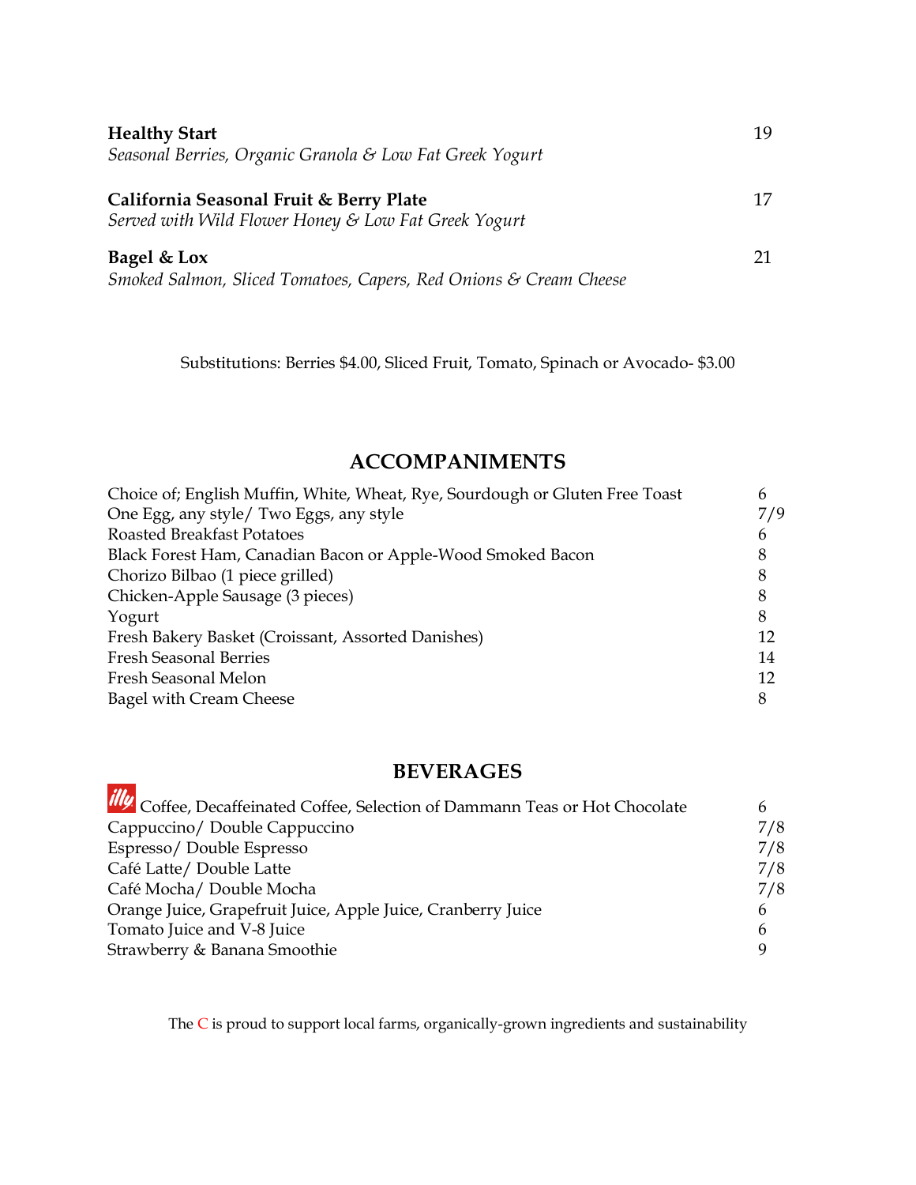**Healthy Start** 19
*Seasonal Berries, Organic Granola & Low Fat Greek Yogurt*

**California Seasonal Fruit & Berry Plate** 17
*Served with Wild Flower Honey & Low Fat Greek Yogurt*

**Bagel & Lox** 21
*Smoked Salmon, Sliced Tomatoes, Capers, Red Onions & Cream Cheese*

Substitutions: Berries $4.00, Sliced Fruit, Tomato, Spinach or Avocado- $3.00

## ACCOMPANIMENTS

| | |
|---|---|
| Choice of; English Muffin, White, Wheat, Rye, Sourdough or Gluten Free Toast | 6 |
| One Egg, any style/ Two Eggs, any style | 7/9 |
| Roasted Breakfast Potatoes | 6 |
| Black Forest Ham, Canadian Bacon or Apple-Wood Smoked Bacon | 8 |
| Chorizo Bilbao (1 piece grilled) | 8 |
| Chicken-Apple Sausage (3 pieces) | 8 |
| Yogurt | 8 |
| Fresh Bakery Basket (Croissant, Assorted Danishes) | 12 |
| Fresh Seasonal Berries | 14 |
| Fresh Seasonal Melon | 12 |
| Bagel with Cream Cheese | 8 |

## BEVERAGES

| | |
|---|---|
| illy Coffee, Decaffeinated Coffee, Selection of Dammann Teas or Hot Chocolate | 6 |
| Cappuccino/ Double Cappuccino | 7/8 |
| Espresso/ Double Espresso | 7/8 |
| Café Latte/ Double Latte | 7/8 |
| Café Mocha/ Double Mocha | 7/8 |
| Orange Juice, Grapefruit Juice, Apple Juice, Cranberry Juice | 6 |
| Tomato Juice and V-8 Juice | 6 |
| Strawberry & Banana Smoothie | 9 |

The C is proud to support local farms, organically-grown ingredients and sustainability